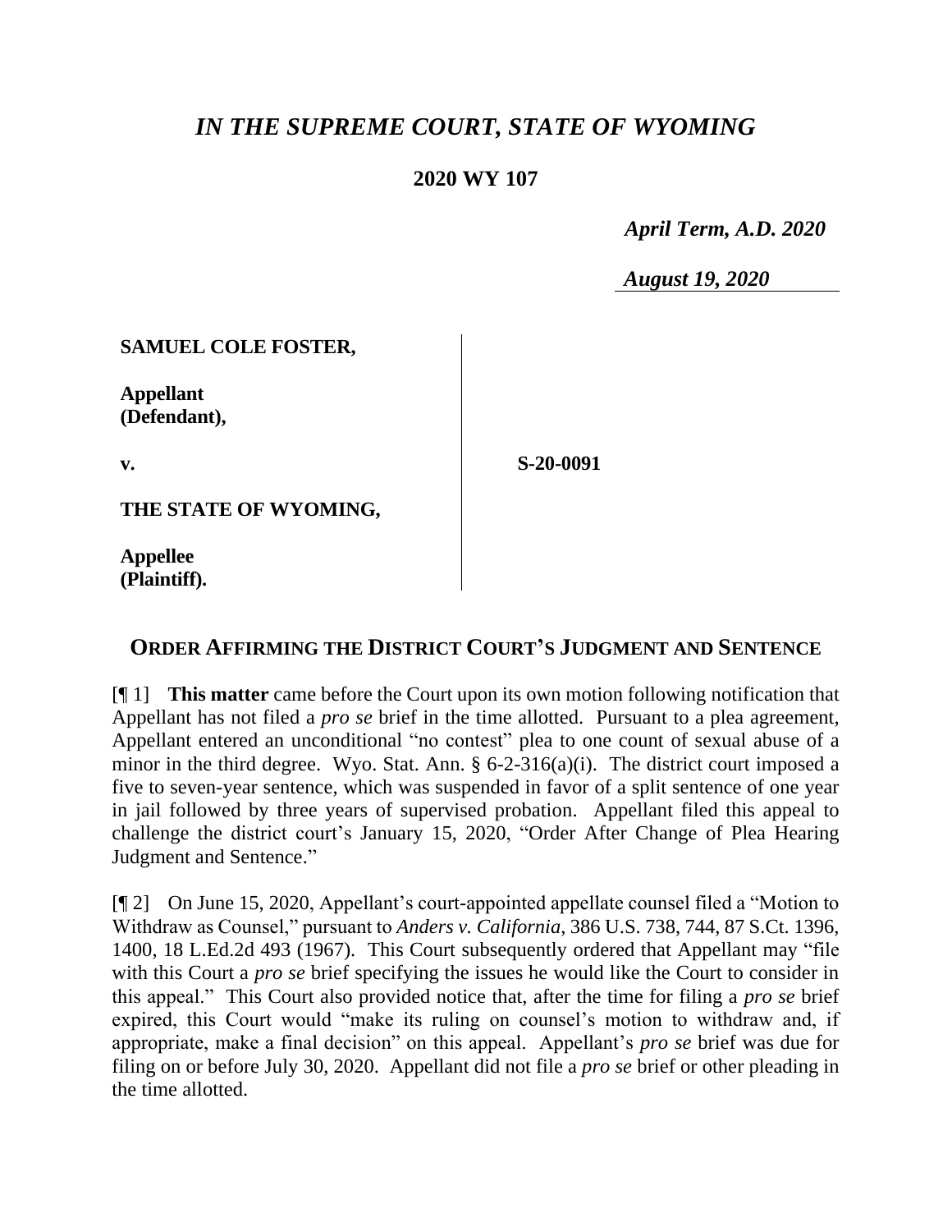# *IN THE SUPREME COURT, STATE OF WYOMING*

## 2020 WY 107

*April Term, A.D. 2020*

*August 19, 2020*

**SAMUEL COLE FOSTER,**

**Appellant (Defendant),**

**v.**

**THE STATE OF WYOMING,**

**Appellee (Plaintiff).**

**S-20-0091**

## ORDER AFFIRMING THE DISTRICT COURT'S JUDGMENT AND SENTENCE

[¶ 1] **This matter** came before the Court upon its own motion following notification that Appellant has not filed a *pro se* brief in the time allotted. Pursuant to a plea agreement, Appellant entered an unconditional "no contest" plea to one count of sexual abuse of a minor in the third degree. Wyo. Stat. Ann. § 6-2-316(a)(i). The district court imposed a five to seven-year sentence, which was suspended in favor of a split sentence of one year in jail followed by three years of supervised probation. Appellant filed this appeal to challenge the district court's January 15, 2020, "Order After Change of Plea Hearing Judgment and Sentence."

[¶ 2] On June 15, 2020, Appellant's court-appointed appellate counsel filed a "Motion to Withdraw as Counsel," pursuant to *Anders v. California*, 386 U.S. 738, 744, 87 S.Ct. 1396, 1400, 18 L.Ed.2d 493 (1967). This Court subsequently ordered that Appellant may "file with this Court a *pro se* brief specifying the issues he would like the Court to consider in this appeal." This Court also provided notice that, after the time for filing a *pro se* brief expired, this Court would "make its ruling on counsel's motion to withdraw and, if appropriate, make a final decision" on this appeal. Appellant's *pro se* brief was due for filing on or before July 30, 2020. Appellant did not file a *pro se* brief or other pleading in the time allotted.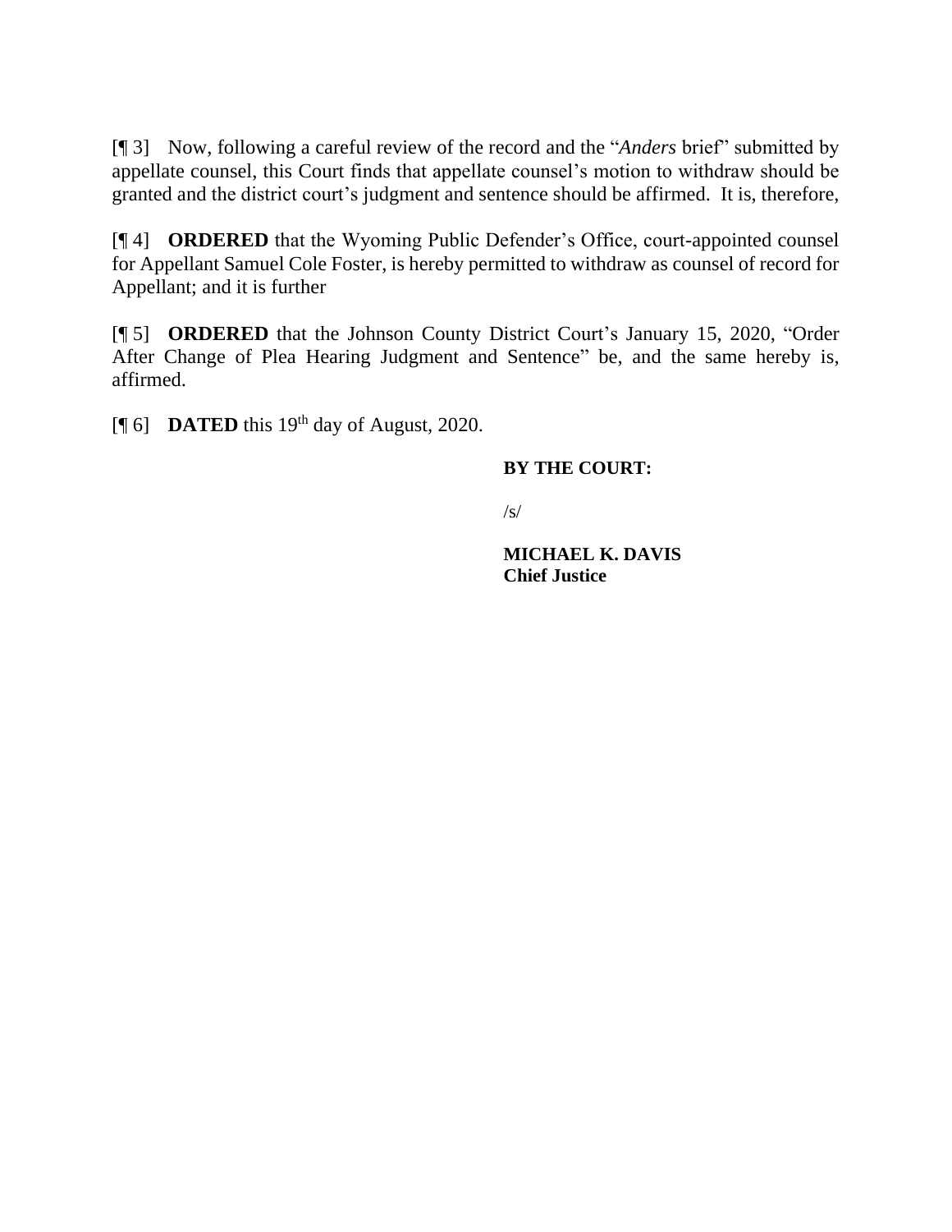[¶ 3] Now, following a careful review of the record and the "*Anders* brief" submitted by appellate counsel, this Court finds that appellate counsel's motion to withdraw should be granted and the district court's judgment and sentence should be affirmed. It is, therefore,

[¶ 4] **ORDERED** that the Wyoming Public Defender's Office, court-appointed counsel for Appellant Samuel Cole Foster, is hereby permitted to withdraw as counsel of record for Appellant; and it is further

[¶ 5] **ORDERED** that the Johnson County District Court's January 15, 2020, "Order After Change of Plea Hearing Judgment and Sentence" be, and the same hereby is, affirmed.

[¶ 6] **DATED** this 19th day of August, 2020.

**BY THE COURT:**

/s/

**MICHAEL K. DAVIS**
**Chief Justice**